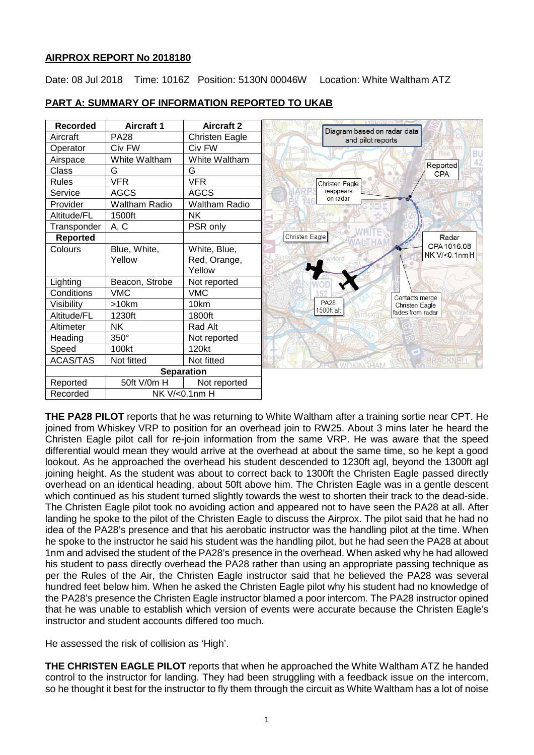## AIRPROX REPORT No 2018180

Date: 08 Jul 2018 Time: 1016Z Position: 5130N 00046W Location: White Waltham ATZ

## PART A: SUMMARY OF INFORMATION REPORTED TO UKAB

| Recorded | Aircraft 1 | Aircraft 2 |
|---|---|---|
| Aircraft | PA28 | Christen Eagle |
| Operator | Civ FW | Civ FW |
| Airspace | White Waltham | White Waltham |
| Class | G | G |
| Rules | VFR | VFR |
| Service | AGCS | AGCS |
| Provider | Waltham Radio | Waltham Radio |
| Altitude/FL | 1500ft | NK |
| Transponder | A, C | PSR only |
| **Reported** | | |
| Colours | Blue, White, Yellow | White, Blue, Red, Orange, Yellow |
| Lighting | Beacon, Strobe | Not reported |
| Conditions | VMC | VMC |
| Visibility | >10km | 10km |
| Altitude/FL | 1230ft | 1800ft |
| Altimeter | NK | Rad Alt |
| Heading | 350° | Not reported |
| Speed | 100kt | 120kt |
| ACAS/TAS | Not fitted | Not fitted |
| **Separation** | | |
| Reported | 50ft V/0m H | Not reported |
| Recorded | NK V/<0.1nm H | |

Diagram based on radar data and pilot reports

**THE PA28 PILOT** reports that he was returning to White Waltham after a training sortie near CPT. He joined from Whiskey VRP to position for an overhead join to RW25. About 3 mins later he heard the Christen Eagle pilot call for re-join information from the same VRP. He was aware that the speed differential would mean they would arrive at the overhead at about the same time, so he kept a good lookout. As he approached the overhead his student descended to 1230ft agl, beyond the 1300ft agl joining height. As the student was about to correct back to 1300ft the Christen Eagle passed directly overhead on an identical heading, about 50ft above him. The Christen Eagle was in a gentle descent which continued as his student turned slightly towards the west to shorten their track to the dead-side. The Christen Eagle pilot took no avoiding action and appeared not to have seen the PA28 at all. After landing he spoke to the pilot of the Christen Eagle to discuss the Airprox. The pilot said that he had no idea of the PA28's presence and that his aerobatic instructor was the handling pilot at the time. When he spoke to the instructor he said his student was the handling pilot, but he had seen the PA28 at about 1nm and advised the student of the PA28's presence in the overhead. When asked why he had allowed his student to pass directly overhead the PA28 rather than using an appropriate passing technique as per the Rules of the Air, the Christen Eagle instructor said that he believed the PA28 was several hundred feet below him. When he asked the Christen Eagle pilot why his student had no knowledge of the PA28's presence the Christen Eagle instructor blamed a poor intercom. The PA28 instructor opined that he was unable to establish which version of events were accurate because the Christen Eagle's instructor and student accounts differed too much.

He assessed the risk of collision as 'High'.

**THE CHRISTEN EAGLE PILOT** reports that when he approached the White Waltham ATZ he handed control to the instructor for landing. They had been struggling with a feedback issue on the intercom, so he thought it best for the instructor to fly them through the circuit as White Waltham has a lot of noise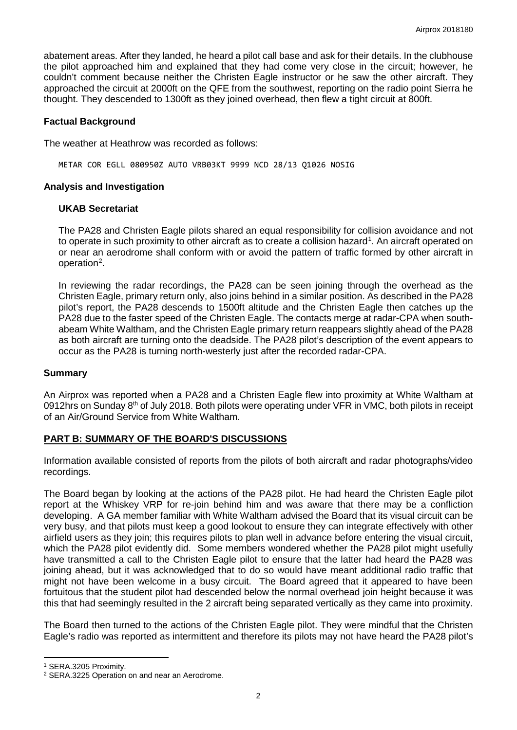abatement areas. After they landed, he heard a pilot call base and ask for their details. In the clubhouse the pilot approached him and explained that they had come very close in the circuit; however, he couldn't comment because neither the Christen Eagle instructor or he saw the other aircraft. They approached the circuit at 2000ft on the QFE from the southwest, reporting on the radio point Sierra he thought. They descended to 1300ft as they joined overhead, then flew a tight circuit at 800ft.

### Factual Background

The weather at Heathrow was recorded as follows:

```
METAR COR EGLL 080950Z AUTO VRB03KT 9999 NCD 28/13 Q1026 NOSIG
```

### Analysis and Investigation

#### UKAB Secretariat

The PA28 and Christen Eagle pilots shared an equal responsibility for collision avoidance and not to operate in such proximity to other aircraft as to create a collision hazard[1]. An aircraft operated on or near an aerodrome shall conform with or avoid the pattern of traffic formed by other aircraft in operation[2].

In reviewing the radar recordings, the PA28 can be seen joining through the overhead as the Christen Eagle, primary return only, also joins behind in a similar position. As described in the PA28 pilot's report, the PA28 descends to 1500ft altitude and the Christen Eagle then catches up the PA28 due to the faster speed of the Christen Eagle. The contacts merge at radar-CPA when south-abeam White Waltham, and the Christen Eagle primary return reappears slightly ahead of the PA28 as both aircraft are turning onto the deadside. The PA28 pilot's description of the event appears to occur as the PA28 is turning north-westerly just after the recorded radar-CPA.

### Summary

An Airprox was reported when a PA28 and a Christen Eagle flew into proximity at White Waltham at 0912hrs on Sunday 8th of July 2018. Both pilots were operating under VFR in VMC, both pilots in receipt of an Air/Ground Service from White Waltham.

## PART B: SUMMARY OF THE BOARD'S DISCUSSIONS

Information available consisted of reports from the pilots of both aircraft and radar photographs/video recordings.

The Board began by looking at the actions of the PA28 pilot. He had heard the Christen Eagle pilot report at the Whiskey VRP for re-join behind him and was aware that there may be a confliction developing. A GA member familiar with White Waltham advised the Board that its visual circuit can be very busy, and that pilots must keep a good lookout to ensure they can integrate effectively with other airfield users as they join; this requires pilots to plan well in advance before entering the visual circuit, which the PA28 pilot evidently did. Some members wondered whether the PA28 pilot might usefully have transmitted a call to the Christen Eagle pilot to ensure that the latter had heard the PA28 was joining ahead, but it was acknowledged that to do so would have meant additional radio traffic that might not have been welcome in a busy circuit. The Board agreed that it appeared to have been fortuitous that the student pilot had descended below the normal overhead join height because it was this that had seemingly resulted in the 2 aircraft being separated vertically as they came into proximity.

The Board then turned to the actions of the Christen Eagle pilot. They were mindful that the Christen Eagle's radio was reported as intermittent and therefore its pilots may not have heard the PA28 pilot's

---

[1] SERA.3205 Proximity.

[2] SERA.3225 Operation on and near an Aerodrome.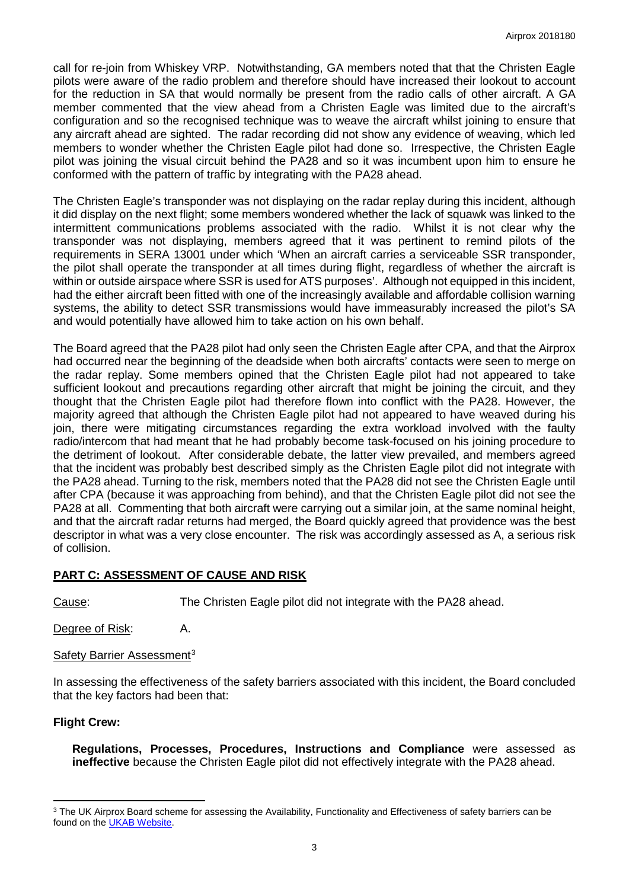call for re-join from Whiskey VRP. Notwithstanding, GA members noted that that the Christen Eagle pilots were aware of the radio problem and therefore should have increased their lookout to account for the reduction in SA that would normally be present from the radio calls of other aircraft. A GA member commented that the view ahead from a Christen Eagle was limited due to the aircraft's configuration and so the recognised technique was to weave the aircraft whilst joining to ensure that any aircraft ahead are sighted. The radar recording did not show any evidence of weaving, which led members to wonder whether the Christen Eagle pilot had done so. Irrespective, the Christen Eagle pilot was joining the visual circuit behind the PA28 and so it was incumbent upon him to ensure he conformed with the pattern of traffic by integrating with the PA28 ahead.

The Christen Eagle's transponder was not displaying on the radar replay during this incident, although it did display on the next flight; some members wondered whether the lack of squawk was linked to the intermittent communications problems associated with the radio. Whilst it is not clear why the transponder was not displaying, members agreed that it was pertinent to remind pilots of the requirements in SERA 13001 under which 'When an aircraft carries a serviceable SSR transponder, the pilot shall operate the transponder at all times during flight, regardless of whether the aircraft is within or outside airspace where SSR is used for ATS purposes'. Although not equipped in this incident, had the either aircraft been fitted with one of the increasingly available and affordable collision warning systems, the ability to detect SSR transmissions would have immeasurably increased the pilot's SA and would potentially have allowed him to take action on his own behalf.

The Board agreed that the PA28 pilot had only seen the Christen Eagle after CPA, and that the Airprox had occurred near the beginning of the deadside when both aircrafts' contacts were seen to merge on the radar replay. Some members opined that the Christen Eagle pilot had not appeared to take sufficient lookout and precautions regarding other aircraft that might be joining the circuit, and they thought that the Christen Eagle pilot had therefore flown into conflict with the PA28. However, the majority agreed that although the Christen Eagle pilot had not appeared to have weaved during his join, there were mitigating circumstances regarding the extra workload involved with the faulty radio/intercom that had meant that he had probably become task-focused on his joining procedure to the detriment of lookout. After considerable debate, the latter view prevailed, and members agreed that the incident was probably best described simply as the Christen Eagle pilot did not integrate with the PA28 ahead. Turning to the risk, members noted that the PA28 did not see the Christen Eagle until after CPA (because it was approaching from behind), and that the Christen Eagle pilot did not see the PA28 at all. Commenting that both aircraft were carrying out a similar join, at the same nominal height, and that the aircraft radar returns had merged, the Board quickly agreed that providence was the best descriptor in what was a very close encounter. The risk was accordingly assessed as A, a serious risk of collision.

## PART C: ASSESSMENT OF CAUSE AND RISK

Cause: The Christen Eagle pilot did not integrate with the PA28 ahead.

Degree of Risk: A.

Safety Barrier Assessment[3]

In assessing the effectiveness of the safety barriers associated with this incident, the Board concluded that the key factors had been that:

### Flight Crew:

**Regulations, Processes, Procedures, Instructions and Compliance** were assessed as **ineffective** because the Christen Eagle pilot did not effectively integrate with the PA28 ahead.

[3] The UK Airprox Board scheme for assessing the Availability, Functionality and Effectiveness of safety barriers can be found on the UKAB Website.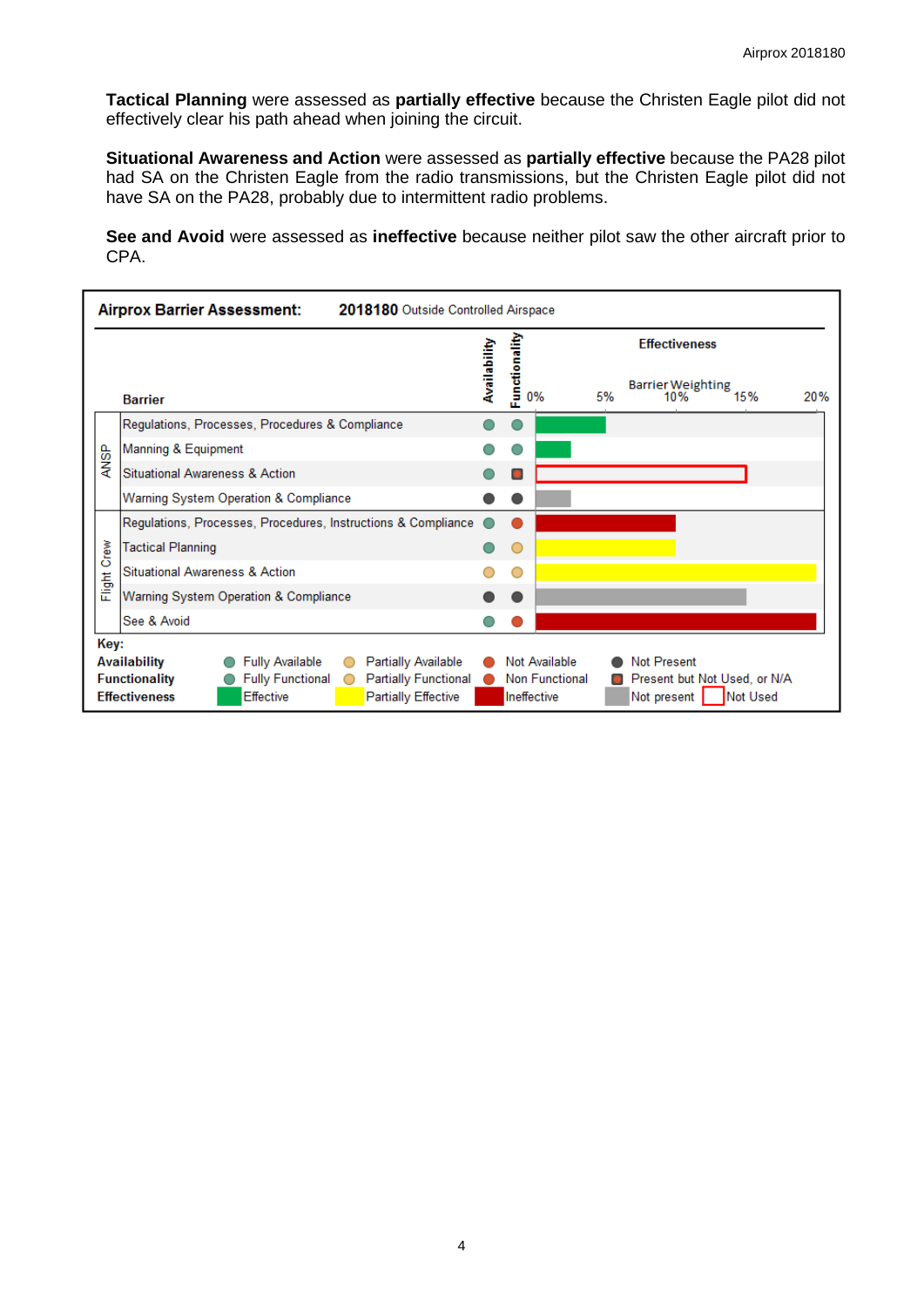**Tactical Planning** were assessed as **partially effective** because the Christen Eagle pilot did not effectively clear his path ahead when joining the circuit.

**Situational Awareness and Action** were assessed as **partially effective** because the PA28 pilot had SA on the Christen Eagle from the radio transmissions, but the Christen Eagle pilot did not have SA on the PA28, probably due to intermittent radio problems.

**See and Avoid** were assessed as **ineffective** because neither pilot saw the other aircraft prior to CPA.

**Airprox Barrier Assessment:** **2018180** Outside Controlled Airspace

Effectiveness

Barrier Weighting

0% 5% 10% 15% 20%

Barrier | Availability | Functionality

ANSP
- Regulations, Processes, Procedures & Compliance
- Manning & Equipment
- Situational Awareness & Action
- Warning System Operation & Compliance

Flight Crew
- Regulations, Processes, Procedures, Instructions & Compliance
- Tactical Planning
- Situational Awareness & Action
- Warning System Operation & Compliance
- See & Avoid

Key:

**Availability**: Fully Available, Partially Available, Not Available, Not Present

**Functionality**: Fully Functional, Partially Functional, Non Functional, Present but Not Used, or N/A

**Effectiveness**: Effective, Partially Effective, Ineffective, Not present, Not Used